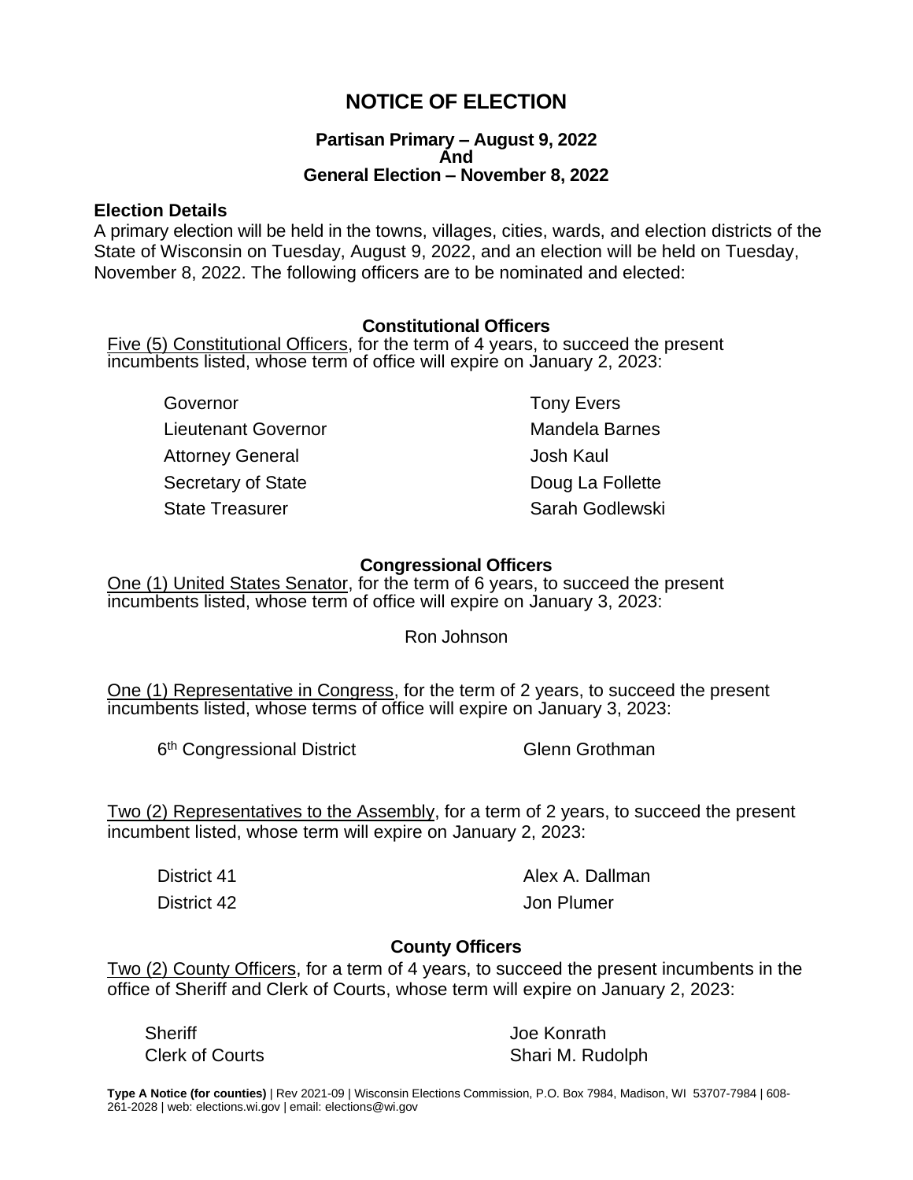# NOTICE OF ELECTION

**Partisan Primary – August 9, 2022**
**And**
**General Election – November 8, 2022**

## Election Details

A primary election will be held in the towns, villages, cities, wards, and election districts of the State of Wisconsin on Tuesday, August 9, 2022, and an election will be held on Tuesday, November 8, 2022. The following officers are to be nominated and elected:

### Constitutional Officers

Five (5) Constitutional Officers, for the term of 4 years, to succeed the present incumbents listed, whose term of office will expire on January 2, 2023:

| Office | Incumbent |
| --- | --- |
| Governor | Tony Evers |
| Lieutenant Governor | Mandela Barnes |
| Attorney General | Josh Kaul |
| Secretary of State | Doug La Follette |
| State Treasurer | Sarah Godlewski |

### Congressional Officers

One (1) United States Senator, for the term of 6 years, to succeed the present incumbents listed, whose term of office will expire on January 3, 2023:

Ron Johnson

One (1) Representative in Congress, for the term of 2 years, to succeed the present incumbents listed, whose terms of office will expire on January 3, 2023:

| District | Incumbent |
| --- | --- |
| 6th Congressional District | Glenn Grothman |

Two (2) Representatives to the Assembly, for a term of 2 years, to succeed the present incumbent listed, whose term will expire on January 2, 2023:

| District | Incumbent |
| --- | --- |
| District 41 | Alex A. Dallman |
| District 42 | Jon Plumer |

### County Officers

Two (2) County Officers, for a term of 4 years, to succeed the present incumbents in the office of Sheriff and Clerk of Courts, whose term will expire on January 2, 2023:

| Office | Incumbent |
| --- | --- |
| Sheriff | Joe Konrath |
| Clerk of Courts | Shari M. Rudolph |

**Type A Notice (for counties)** | Rev 2021-09 | Wisconsin Elections Commission, P.O. Box 7984, Madison, WI 53707-7984 | 608-261-2028 | web: elections.wi.gov | email: elections@wi.gov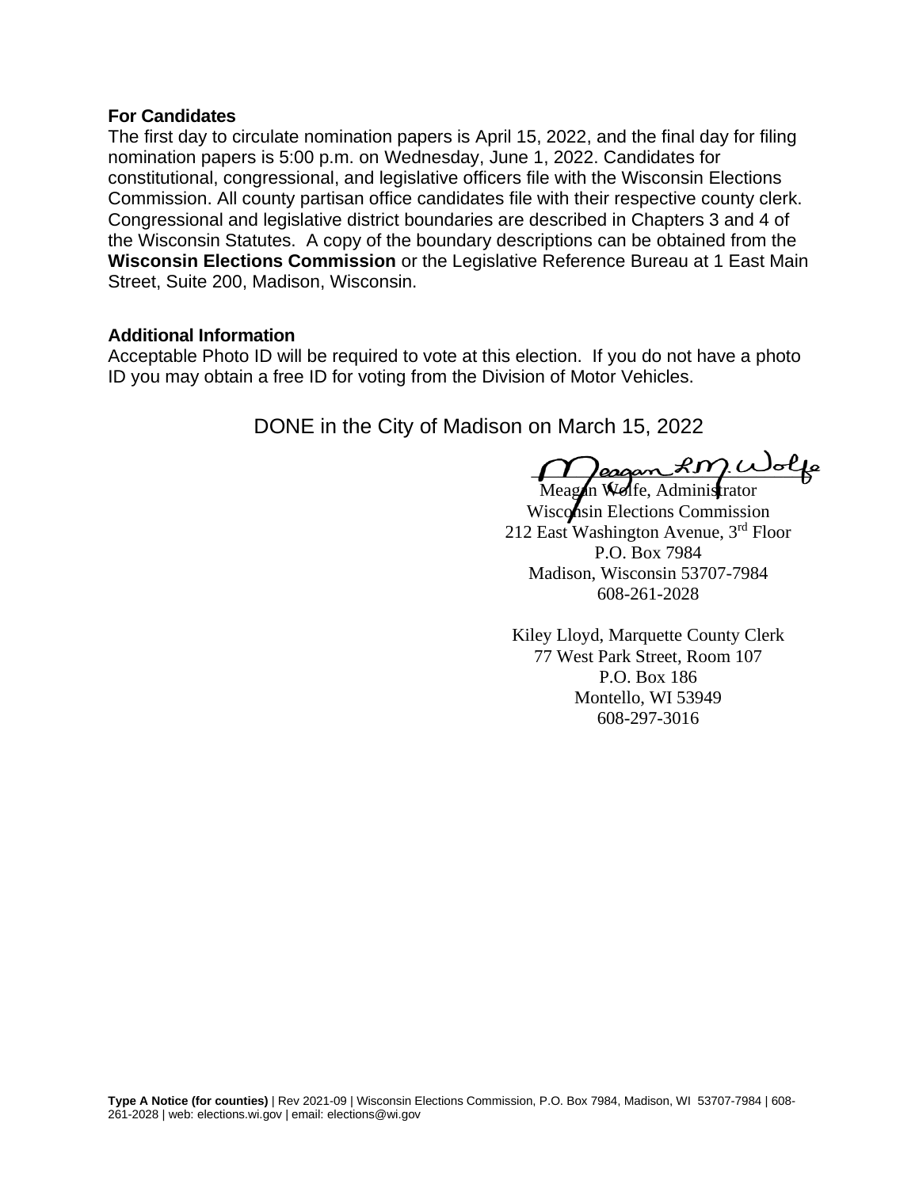### For Candidates

The first day to circulate nomination papers is April 15, 2022, and the final day for filing nomination papers is 5:00 p.m. on Wednesday, June 1, 2022. Candidates for constitutional, congressional, and legislative officers file with the Wisconsin Elections Commission. All county partisan office candidates file with their respective county clerk. Congressional and legislative district boundaries are described in Chapters 3 and 4 of the Wisconsin Statutes. A copy of the boundary descriptions can be obtained from the **Wisconsin Elections Commission** or the Legislative Reference Bureau at 1 East Main Street, Suite 200, Madison, Wisconsin.

### Additional Information

Acceptable Photo ID will be required to vote at this election. If you do not have a photo ID you may obtain a free ID for voting from the Division of Motor Vehicles.

DONE in the City of Madison on March 15, 2022

Meagan L.M. Wolfe

Meagan Wolfe, Administrator
Wisconsin Elections Commission
212 East Washington Avenue, 3rd Floor
P.O. Box 7984
Madison, Wisconsin 53707-7984
608-261-2028

Kiley Lloyd, Marquette County Clerk
77 West Park Street, Room 107
P.O. Box 186
Montello, WI 53949
608-297-3016

**Type A Notice (for counties)** | Rev 2021-09 | Wisconsin Elections Commission, P.O. Box 7984, Madison, WI 53707-7984 | 608-261-2028 | web: elections.wi.gov | email: elections@wi.gov